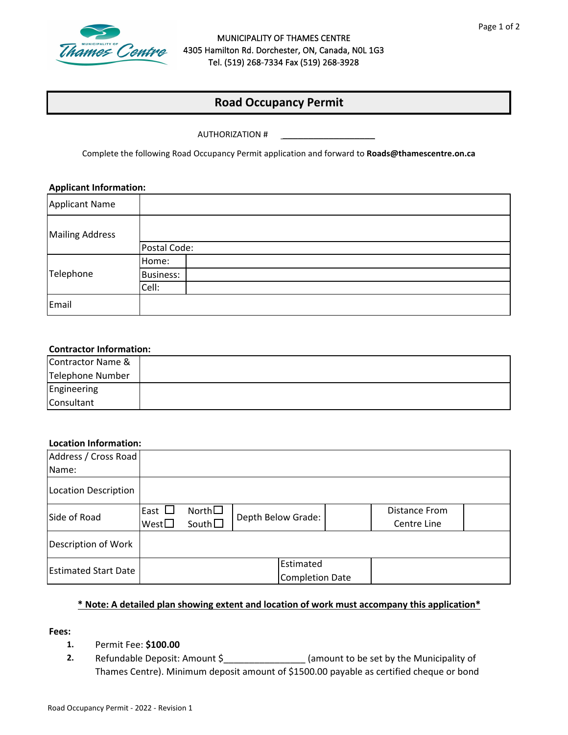MUNICIPALITY OF THAMES CENTRE
4305 Hamilton Rd. Dorchester, ON, Canada, N0L 1G3
Tel. (519) 268-7334 Fax (519) 268-3928

# Road Occupancy Permit

AUTHORIZATION # ____________________

Complete the following Road Occupancy Permit application and forward to **Roads@thamescentre.on.ca**

**Applicant Information:**

| | | |
|---|---|---|
| Applicant Name | | |
| Mailing Address | | |
| | Postal Code: | |
| Telephone | Home: | |
| | Business: | |
| | Cell: | |
| Email | | |

**Contractor Information:**

| | |
|---|---|
| Contractor Name & Telephone Number | |
| Engineering Consultant | |

**Location Information:**

| | | | | | | |
|---|---|---|---|---|---|---|
| Address / Cross Road Name: | | | | | | |
| Location Description | | | | | | |
| Side of Road | East ☐ West☐ | North☐ South☐ | Depth Below Grade: | | Distance From Centre Line | |
| Description of Work | | | | | | |
| Estimated Start Date | | | Estimated Completion Date | | | |

**\* Note: A detailed plan showing extent and location of work must accompany this application\***

**Fees:**

1. Permit Fee: **$100.00**
2. Refundable Deposit: Amount $_______________ (amount to be set by the Municipality of Thames Centre). Minimum deposit amount of $1500.00 payable as certified cheque or bond

Road Occupancy Permit - 2022 - Revision 1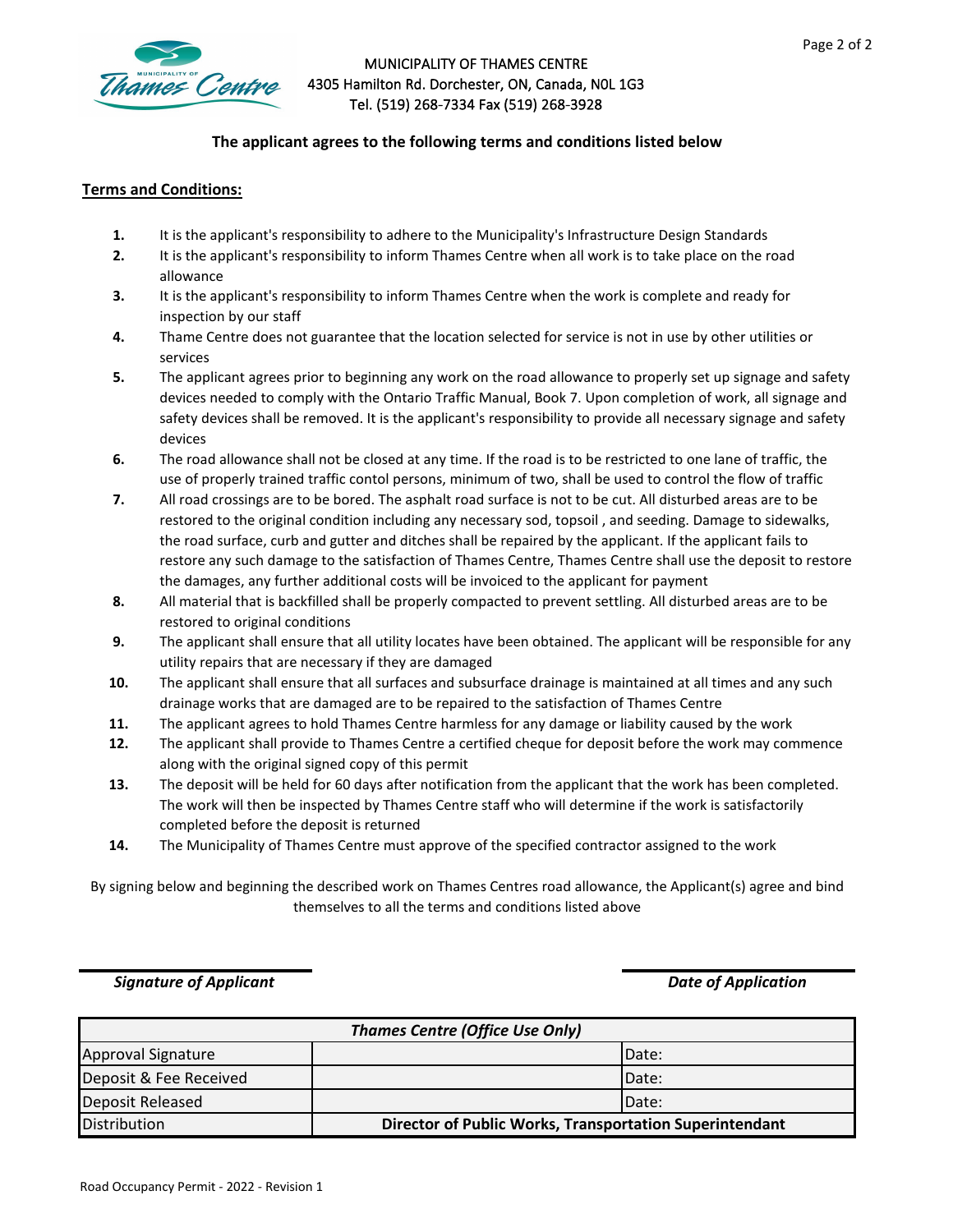MUNICIPALITY OF THAMES CENTRE
4305 Hamilton Rd. Dorchester, ON, Canada, N0L 1G3
Tel. (519) 268-7334 Fax (519) 268-3928

**The applicant agrees to the following terms and conditions listed below**

**Terms and Conditions:**

1. It is the applicant's responsibility to adhere to the Municipality's Infrastructure Design Standards
2. It is the applicant's responsibility to inform Thames Centre when all work is to take place on the road allowance
3. It is the applicant's responsibility to inform Thames Centre when the work is complete and ready for inspection by our staff
4. Thame Centre does not guarantee that the location selected for service is not in use by other utilities or services
5. The applicant agrees prior to beginning any work on the road allowance to properly set up signage and safety devices needed to comply with the Ontario Traffic Manual, Book 7. Upon completion of work, all signage and safety devices shall be removed. It is the applicant's responsibility to provide all necessary signage and safety devices
6. The road allowance shall not be closed at any time. If the road is to be restricted to one lane of traffic, the use of properly trained traffic contol persons, minimum of two, shall be used to control the flow of traffic
7. All road crossings are to be bored. The asphalt road surface is not to be cut. All disturbed areas are to be restored to the original condition including any necessary sod, topsoil , and seeding. Damage to sidewalks, the road surface, curb and gutter and ditches shall be repaired by the applicant. If the applicant fails to restore any such damage to the satisfaction of Thames Centre, Thames Centre shall use the deposit to restore the damages, any further additional costs will be invoiced to the applicant for payment
8. All material that is backfilled shall be properly compacted to prevent settling. All disturbed areas are to be restored to original conditions
9. The applicant shall ensure that all utility locates have been obtained. The applicant will be responsible for any utility repairs that are necessary if they are damaged
10. The applicant shall ensure that all surfaces and subsurface drainage is maintained at all times and any such drainage works that are damaged are to be repaired to the satisfaction of Thames Centre
11. The applicant agrees to hold Thames Centre harmless for any damage or liability caused by the work
12. The applicant shall provide to Thames Centre a certified cheque for deposit before the work may commence along with the original signed copy of this permit
13. The deposit will be held for 60 days after notification from the applicant that the work has been completed. The work will then be inspected by Thames Centre staff who will determine if the work is satisfactorily completed before the deposit is returned
14. The Municipality of Thames Centre must approve of the specified contractor assigned to the work

By signing below and beginning the described work on Thames Centres road allowance, the Applicant(s) agree and bind themselves to all the terms and conditions listed above

***Signature of Applicant*** ______________________

***Date of Application*** ______________________

| *Thames Centre (Office Use Only)* | | |
|---|---|---|
| Approval Signature | | Date: |
| Deposit & Fee Received | | Date: |
| Deposit Released | | Date: |
| Distribution | **Director of Public Works, Transportation Superintendant** | |

Road Occupancy Permit - 2022 - Revision 1